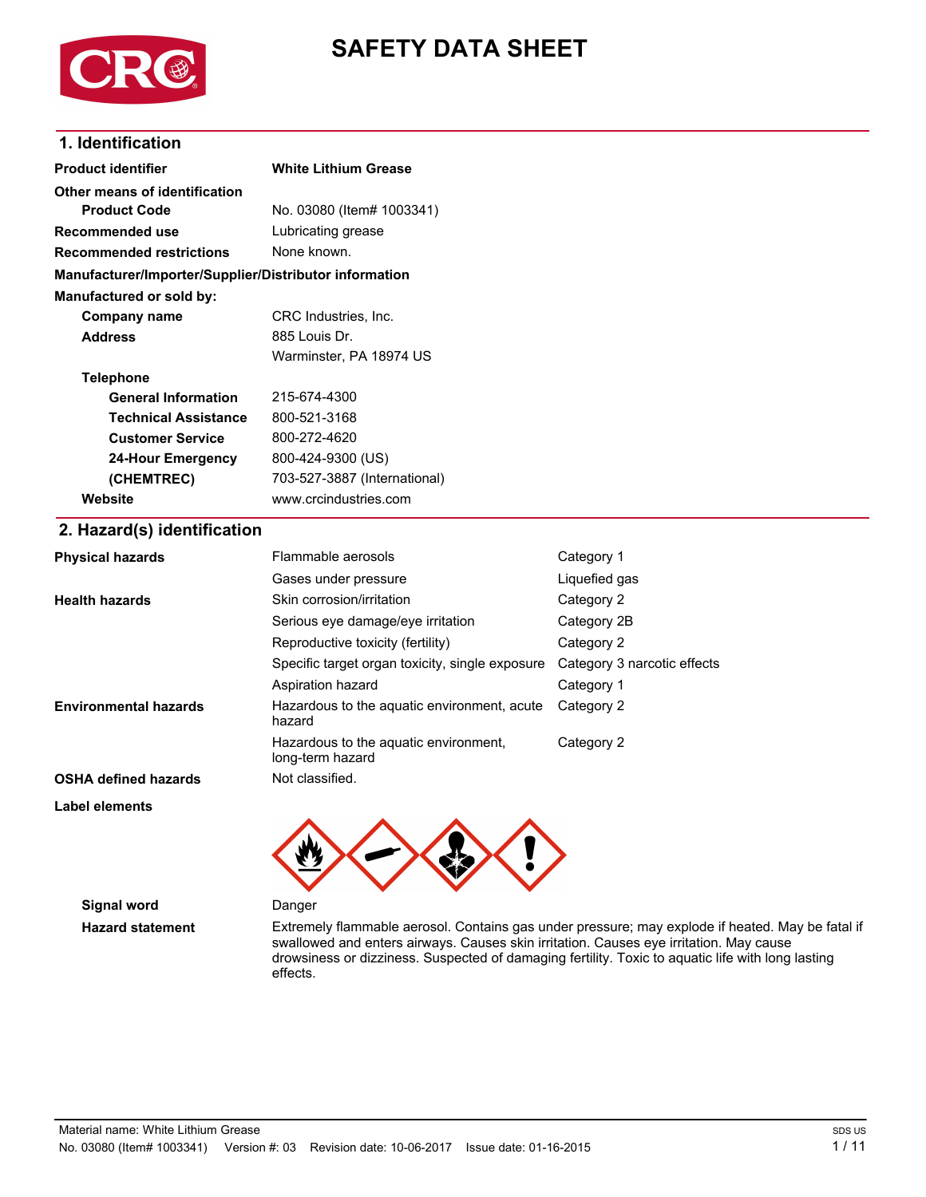# SAFETY DATA SHEET

## 1. Identification

| | |
|---|---|
| **Product identifier** | **White Lithium Grease** |
| **Other means of identification** | |
| **Product Code** | No. 03080 (Item# 1003341) |
| **Recommended use** | Lubricating grease |
| **Recommended restrictions** | None known. |

**Manufacturer/Importer/Supplier/Distributor information**

**Manufactured or sold by:**

| | |
|---|---|
| **Company name** | CRC Industries, Inc. |
| **Address** | 885 Louis Dr. |
| | Warminster, PA 18974 US |
| **Telephone** | |
| **General Information** | 215-674-4300 |
| **Technical Assistance** | 800-521-3168 |
| **Customer Service** | 800-272-4620 |
| **24-Hour Emergency** | 800-424-9300 (US) |
| **(CHEMTREC)** | 703-527-3887 (International) |
| **Website** | www.crcindustries.com |

## 2. Hazard(s) identification

| | | |
|---|---|---|
| **Physical hazards** | Flammable aerosols | Category 1 |
| | Gases under pressure | Liquefied gas |
| **Health hazards** | Skin corrosion/irritation | Category 2 |
| | Serious eye damage/eye irritation | Category 2B |
| | Reproductive toxicity (fertility) | Category 2 |
| | Specific target organ toxicity, single exposure | Category 3 narcotic effects |
| | Aspiration hazard | Category 1 |
| **Environmental hazards** | Hazardous to the aquatic environment, acute hazard | Category 2 |
| | Hazardous to the aquatic environment, long-term hazard | Category 2 |
| **OSHA defined hazards** | Not classified. | |

**Label elements**

**Signal word** Danger

**Hazard statement** Extremely flammable aerosol. Contains gas under pressure; may explode if heated. May be fatal if swallowed and enters airways. Causes skin irritation. Causes eye irritation. May cause drowsiness or dizziness. Suspected of damaging fertility. Toxic to aquatic life with long lasting effects.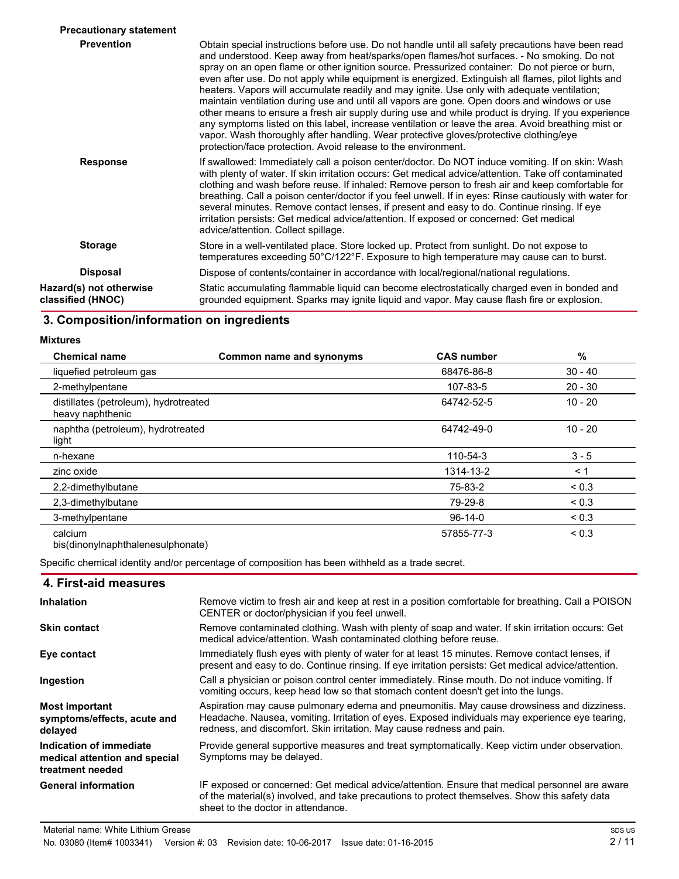**Precautionary statement**

**Prevention** Obtain special instructions before use. Do not handle until all safety precautions have been read and understood. Keep away from heat/sparks/open flames/hot surfaces. - No smoking. Do not spray on an open flame or other ignition source. Pressurized container: Do not pierce or burn, even after use. Do not apply while equipment is energized. Extinguish all flames, pilot lights and heaters. Vapors will accumulate readily and may ignite. Use only with adequate ventilation; maintain ventilation during use and until all vapors are gone. Open doors and windows or use other means to ensure a fresh air supply during use and while product is drying. If you experience any symptoms listed on this label, increase ventilation or leave the area. Avoid breathing mist or vapor. Wash thoroughly after handling. Wear protective gloves/protective clothing/eye protection/face protection. Avoid release to the environment.

**Response** If swallowed: Immediately call a poison center/doctor. Do NOT induce vomiting. If on skin: Wash with plenty of water. If skin irritation occurs: Get medical advice/attention. Take off contaminated clothing and wash before reuse. If inhaled: Remove person to fresh air and keep comfortable for breathing. Call a poison center/doctor if you feel unwell. If in eyes: Rinse cautiously with water for several minutes. Remove contact lenses, if present and easy to do. Continue rinsing. If eye irritation persists: Get medical advice/attention. If exposed or concerned: Get medical advice/attention. Collect spillage.

**Storage** Store in a well-ventilated place. Store locked up. Protect from sunlight. Do not expose to temperatures exceeding 50°C/122°F. Exposure to high temperature may cause can to burst.

**Disposal** Dispose of contents/container in accordance with local/regional/national regulations.

**Hazard(s) not otherwise classified (HNOC)** Static accumulating flammable liquid can become electrostatically charged even in bonded and grounded equipment. Sparks may ignite liquid and vapor. May cause flash fire or explosion.

## 3. Composition/information on ingredients

**Mixtures**

| Chemical name | Common name and synonyms | CAS number | % |
|---|---|---|---|
| liquefied petroleum gas | | 68476-86-8 | 30 - 40 |
| 2-methylpentane | | 107-83-5 | 20 - 30 |
| distillates (petroleum), hydrotreated heavy naphthenic | | 64742-52-5 | 10 - 20 |
| naphtha (petroleum), hydrotreated light | | 64742-49-0 | 10 - 20 |
| n-hexane | | 110-54-3 | 3 - 5 |
| zinc oxide | | 1314-13-2 | < 1 |
| 2,2-dimethylbutane | | 75-83-2 | < 0.3 |
| 2,3-dimethylbutane | | 79-29-8 | < 0.3 |
| 3-methylpentane | | 96-14-0 | < 0.3 |
| calcium bis(dinonylnaphthalenesulphonate) | | 57855-77-3 | < 0.3 |

Specific chemical identity and/or percentage of composition has been withheld as a trade secret.

## 4. First-aid measures

**Inhalation** Remove victim to fresh air and keep at rest in a position comfortable for breathing. Call a POISON CENTER or doctor/physician if you feel unwell.

**Skin contact** Remove contaminated clothing. Wash with plenty of soap and water. If skin irritation occurs: Get medical advice/attention. Wash contaminated clothing before reuse.

**Eye contact** Immediately flush eyes with plenty of water for at least 15 minutes. Remove contact lenses, if present and easy to do. Continue rinsing. If eye irritation persists: Get medical advice/attention.

**Ingestion** Call a physician or poison control center immediately. Rinse mouth. Do not induce vomiting. If vomiting occurs, keep head low so that stomach content doesn't get into the lungs.

**Most important symptoms/effects, acute and delayed** Aspiration may cause pulmonary edema and pneumonitis. May cause drowsiness and dizziness. Headache. Nausea, vomiting. Irritation of eyes. Exposed individuals may experience eye tearing, redness, and discomfort. Skin irritation. May cause redness and pain.

**Indication of immediate medical attention and special treatment needed** Provide general supportive measures and treat symptomatically. Keep victim under observation. Symptoms may be delayed.

**General information** IF exposed or concerned: Get medical advice/attention. Ensure that medical personnel are aware of the material(s) involved, and take precautions to protect themselves. Show this safety data sheet to the doctor in attendance.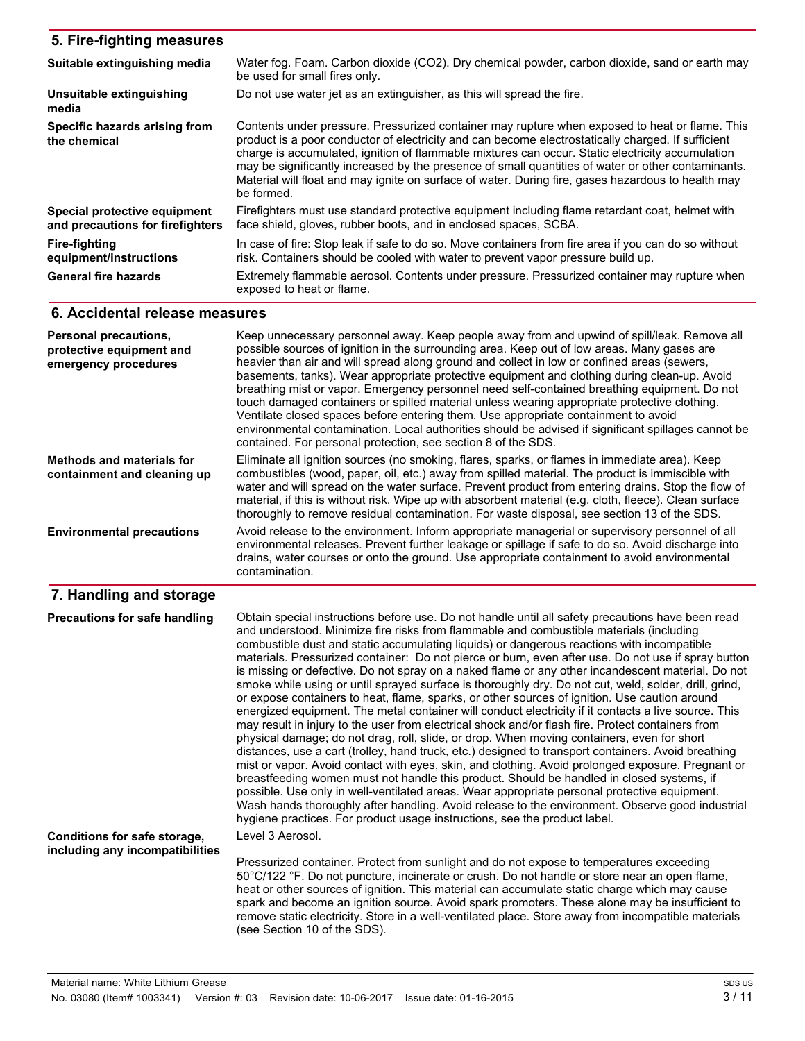## 5. Fire-fighting measures

| | |
|---|---|
| **Suitable extinguishing media** | Water fog. Foam. Carbon dioxide ($CO_2$). Dry chemical powder, carbon dioxide, sand or earth may be used for small fires only. |
| **Unsuitable extinguishing media** | Do not use water jet as an extinguisher, as this will spread the fire. |
| **Specific hazards arising from the chemical** | Contents under pressure. Pressurized container may rupture when exposed to heat or flame. This product is a poor conductor of electricity and can become electrostatically charged. If sufficient charge is accumulated, ignition of flammable mixtures can occur. Static electricity accumulation may be significantly increased by the presence of small quantities of water or other contaminants. Material will float and may ignite on surface of water. During fire, gases hazardous to health may be formed. |
| **Special protective equipment and precautions for firefighters** | Firefighters must use standard protective equipment including flame retardant coat, helmet with face shield, gloves, rubber boots, and in enclosed spaces, SCBA. |
| **Fire-fighting equipment/instructions** | In case of fire: Stop leak if safe to do so. Move containers from fire area if you can do so without risk. Containers should be cooled with water to prevent vapor pressure build up. |
| **General fire hazards** | Extremely flammable aerosol. Contents under pressure. Pressurized container may rupture when exposed to heat or flame. |

## 6. Accidental release measures

| | |
|---|---|
| **Personal precautions, protective equipment and emergency procedures** | Keep unnecessary personnel away. Keep people away from and upwind of spill/leak. Remove all possible sources of ignition in the surrounding area. Keep out of low areas. Many gases are heavier than air and will spread along ground and collect in low or confined areas (sewers, basements, tanks). Wear appropriate protective equipment and clothing during clean-up. Avoid breathing mist or vapor. Emergency personnel need self-contained breathing equipment. Do not touch damaged containers or spilled material unless wearing appropriate protective clothing. Ventilate closed spaces before entering them. Use appropriate containment to avoid environmental contamination. Local authorities should be advised if significant spillages cannot be contained. For personal protection, see section 8 of the SDS. |
| **Methods and materials for containment and cleaning up** | Eliminate all ignition sources (no smoking, flares, sparks, or flames in immediate area). Keep combustibles (wood, paper, oil, etc.) away from spilled material. The product is immiscible with water and will spread on the water surface. Prevent product from entering drains. Stop the flow of material, if this is without risk. Wipe up with absorbent material (e.g. cloth, fleece). Clean surface thoroughly to remove residual contamination. For waste disposal, see section 13 of the SDS. |
| **Environmental precautions** | Avoid release to the environment. Inform appropriate managerial or supervisory personnel of all environmental releases. Prevent further leakage or spillage if safe to do so. Avoid discharge into drains, water courses or onto the ground. Use appropriate containment to avoid environmental contamination. |

## 7. Handling and storage

| | |
|---|---|
| **Precautions for safe handling** | Obtain special instructions before use. Do not handle until all safety precautions have been read and understood. Minimize fire risks from flammable and combustible materials (including combustible dust and static accumulating liquids) or dangerous reactions with incompatible materials. Pressurized container: Do not pierce or burn, even after use. Do not use if spray button is missing or defective. Do not spray on a naked flame or any other incandescent material. Do not smoke while using or until sprayed surface is thoroughly dry. Do not cut, weld, solder, drill, grind, or expose containers to heat, flame, sparks, or other sources of ignition. Use caution around energized equipment. The metal container will conduct electricity if it contacts a live source. This may result in injury to the user from electrical shock and/or flash fire. Protect containers from physical damage; do not drag, roll, slide, or drop. When moving containers, even for short distances, use a cart (trolley, hand truck, etc.) designed to transport containers. Avoid breathing mist or vapor. Avoid contact with eyes, skin, and clothing. Avoid prolonged exposure. Pregnant or breastfeeding women must not handle this product. Should be handled in closed systems, if possible. Use only in well-ventilated areas. Wear appropriate personal protective equipment. Wash hands thoroughly after handling. Avoid release to the environment. Observe good industrial hygiene practices. For product usage instructions, see the product label. |
| **Conditions for safe storage, including any incompatibilities** | Level 3 Aerosol.<br><br>Pressurized container. Protect from sunlight and do not expose to temperatures exceeding 50°C/122 °F. Do not puncture, incinerate or crush. Do not handle or store near an open flame, heat or other sources of ignition. This material can accumulate static charge which may cause spark and become an ignition source. Avoid spark promoters. These alone may be insufficient to remove static electricity. Store in a well-ventilated place. Store away from incompatible materials (see Section 10 of the SDS). |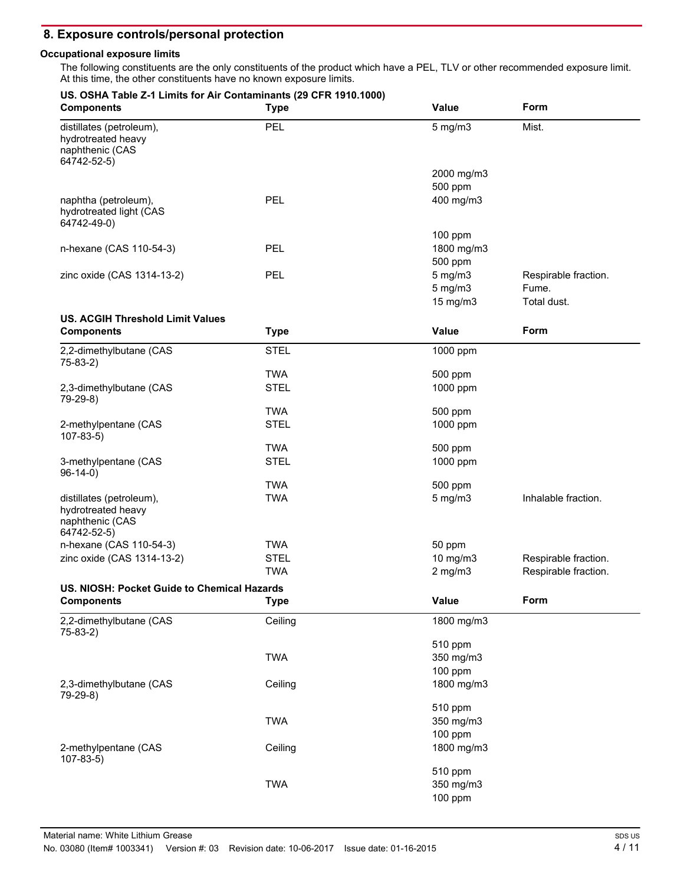## 8. Exposure controls/personal protection

### Occupational exposure limits

The following constituents are the only constituents of the product which have a PEL, TLV or other recommended exposure limit. At this time, the other constituents have no known exposure limits.

**US. OSHA Table Z-1 Limits for Air Contaminants (29 CFR 1910.1000)**

| Components | Type | Value | Form |
|---|---|---|---|
| distillates (petroleum), hydrotreated heavy naphthenic (CAS 64742-52-5) | PEL | 5 mg/m3 | Mist. |
| | | 2000 mg/m3 | |
| | | 500 ppm | |
| naphtha (petroleum), hydrotreated light (CAS 64742-49-0) | PEL | 400 mg/m3 | |
| | | 100 ppm | |
| n-hexane (CAS 110-54-3) | PEL | 1800 mg/m3 | |
| | | 500 ppm | |
| zinc oxide (CAS 1314-13-2) | PEL | 5 mg/m3 | Respirable fraction. |
| | | 5 mg/m3 | Fume. |
| | | 15 mg/m3 | Total dust. |

**US. ACGIH Threshold Limit Values**

| Components | Type | Value | Form |
|---|---|---|---|
| 2,2-dimethylbutane (CAS 75-83-2) | STEL | 1000 ppm | |
| | TWA | 500 ppm | |
| 2,3-dimethylbutane (CAS 79-29-8) | STEL | 1000 ppm | |
| | TWA | 500 ppm | |
| 2-methylpentane (CAS 107-83-5) | STEL | 1000 ppm | |
| | TWA | 500 ppm | |
| 3-methylpentane (CAS 96-14-0) | STEL | 1000 ppm | |
| | TWA | 500 ppm | |
| distillates (petroleum), hydrotreated heavy naphthenic (CAS 64742-52-5) | TWA | 5 mg/m3 | Inhalable fraction. |
| n-hexane (CAS 110-54-3) | TWA | 50 ppm | |
| zinc oxide (CAS 1314-13-2) | STEL | 10 mg/m3 | Respirable fraction. |
| | TWA | 2 mg/m3 | Respirable fraction. |

**US. NIOSH: Pocket Guide to Chemical Hazards**

| Components | Type | Value | Form |
|---|---|---|---|
| 2,2-dimethylbutane (CAS 75-83-2) | Ceiling | 1800 mg/m3 | |
| | | 510 ppm | |
| | TWA | 350 mg/m3 | |
| | | 100 ppm | |
| 2,3-dimethylbutane (CAS 79-29-8) | Ceiling | 1800 mg/m3 | |
| | | 510 ppm | |
| | TWA | 350 mg/m3 | |
| | | 100 ppm | |
| 2-methylpentane (CAS 107-83-5) | Ceiling | 1800 mg/m3 | |
| | | 510 ppm | |
| | TWA | 350 mg/m3 | |
| | | 100 ppm | |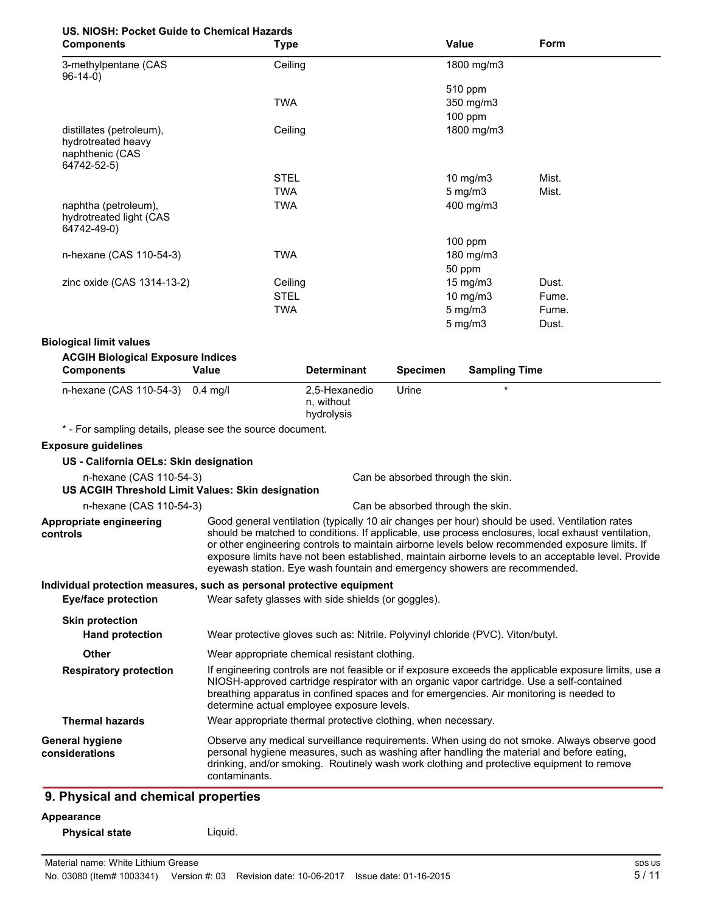**US. NIOSH: Pocket Guide to Chemical Hazards**

| Components | Type | Value | Form |
|---|---|---|---|
| 3-methylpentane (CAS 96-14-0) | Ceiling | 1800 mg/m3 | |
| | | 510 ppm | |
| | TWA | 350 mg/m3 | |
| | | 100 ppm | |
| distillates (petroleum), hydrotreated heavy naphthenic (CAS 64742-52-5) | Ceiling | 1800 mg/m3 | |
| | STEL | 10 mg/m3 | Mist. |
| | TWA | 5 mg/m3 | Mist. |
| naphtha (petroleum), hydrotreated light (CAS 64742-49-0) | TWA | 400 mg/m3 | |
| | | 100 ppm | |
| n-hexane (CAS 110-54-3) | TWA | 180 mg/m3 | |
| | | 50 ppm | |
| zinc oxide (CAS 1314-13-2) | Ceiling | 15 mg/m3 | Dust. |
| | STEL | 10 mg/m3 | Fume. |
| | TWA | 5 mg/m3 | Fume. |
| | | 5 mg/m3 | Dust. |

**Biological limit values**

**ACGIH Biological Exposure Indices**

| Components | Value | Determinant | Specimen | Sampling Time |
|---|---|---|---|---|
| n-hexane (CAS 110-54-3) | 0.4 mg/l | 2,5-Hexanedion, without hydrolysis | Urine | * |

\* - For sampling details, please see the source document.

**Exposure guidelines**

**US - California OELs: Skin designation**

n-hexane (CAS 110-54-3) — Can be absorbed through the skin.

**US ACGIH Threshold Limit Values: Skin designation**

n-hexane (CAS 110-54-3) — Can be absorbed through the skin.

**Appropriate engineering controls**
Good general ventilation (typically 10 air changes per hour) should be used. Ventilation rates should be matched to conditions. If applicable, use process enclosures, local exhaust ventilation, or other engineering controls to maintain airborne levels below recommended exposure limits. If exposure limits have not been established, maintain airborne levels to an acceptable level. Provide eyewash station. Eye wash fountain and emergency showers are recommended.

**Individual protection measures, such as personal protective equipment**

**Eye/face protection**
Wear safety glasses with side shields (or goggles).

**Skin protection**

**Hand protection**
Wear protective gloves such as: Nitrile. Polyvinyl chloride (PVC). Viton/butyl.

**Other**
Wear appropriate chemical resistant clothing.

**Respiratory protection**
If engineering controls are not feasible or if exposure exceeds the applicable exposure limits, use a NIOSH-approved cartridge respirator with an organic vapor cartridge. Use a self-contained breathing apparatus in confined spaces and for emergencies. Air monitoring is needed to determine actual employee exposure levels.

**Thermal hazards**
Wear appropriate thermal protective clothing, when necessary.

**General hygiene considerations**
Observe any medical surveillance requirements. When using do not smoke. Always observe good personal hygiene measures, such as washing after handling the material and before eating, drinking, and/or smoking. Routinely wash work clothing and protective equipment to remove contaminants.

## 9. Physical and chemical properties

**Appearance**

**Physical state** Liquid.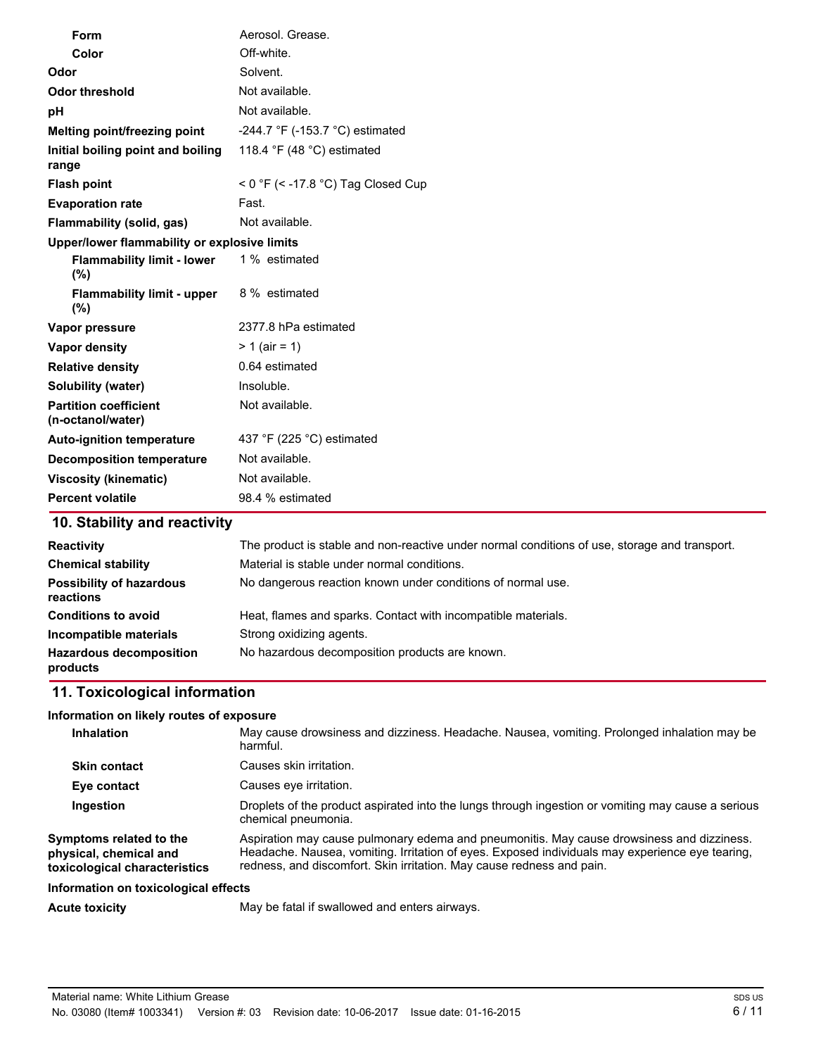| | |
|---|---|
| **Form** | Aerosol. Grease. |
| **Color** | Off-white. |
| **Odor** | Solvent. |
| **Odor threshold** | Not available. |
| **pH** | Not available. |
| **Melting point/freezing point** | -244.7 °F (-153.7 °C) estimated |
| **Initial boiling point and boiling range** | 118.4 °F (48 °C) estimated |
| **Flash point** | < 0 °F (< -17.8 °C) Tag Closed Cup |
| **Evaporation rate** | Fast. |
| **Flammability (solid, gas)** | Not available. |
| **Upper/lower flammability or explosive limits** | |
| **Flammability limit - lower (%)** | 1 % estimated |
| **Flammability limit - upper (%)** | 8 % estimated |
| **Vapor pressure** | 2377.8 hPa estimated |
| **Vapor density** | > 1 (air = 1) |
| **Relative density** | 0.64 estimated |
| **Solubility (water)** | Insoluble. |
| **Partition coefficient (n-octanol/water)** | Not available. |
| **Auto-ignition temperature** | 437 °F (225 °C) estimated |
| **Decomposition temperature** | Not available. |
| **Viscosity (kinematic)** | Not available. |
| **Percent volatile** | 98.4 % estimated |

## 10. Stability and reactivity

| | |
|---|---|
| **Reactivity** | The product is stable and non-reactive under normal conditions of use, storage and transport. |
| **Chemical stability** | Material is stable under normal conditions. |
| **Possibility of hazardous reactions** | No dangerous reaction known under conditions of normal use. |
| **Conditions to avoid** | Heat, flames and sparks. Contact with incompatible materials. |
| **Incompatible materials** | Strong oxidizing agents. |
| **Hazardous decomposition products** | No hazardous decomposition products are known. |

## 11. Toxicological information

**Information on likely routes of exposure**

| | |
|---|---|
| **Inhalation** | May cause drowsiness and dizziness. Headache. Nausea, vomiting. Prolonged inhalation may be harmful. |
| **Skin contact** | Causes skin irritation. |
| **Eye contact** | Causes eye irritation. |
| **Ingestion** | Droplets of the product aspirated into the lungs through ingestion or vomiting may cause a serious chemical pneumonia. |
| **Symptoms related to the physical, chemical and toxicological characteristics** | Aspiration may cause pulmonary edema and pneumonitis. May cause drowsiness and dizziness. Headache. Nausea, vomiting. Irritation of eyes. Exposed individuals may experience eye tearing, redness, and discomfort. Skin irritation. May cause redness and pain. |

**Information on toxicological effects**

| | |
|---|---|
| **Acute toxicity** | May be fatal if swallowed and enters airways. |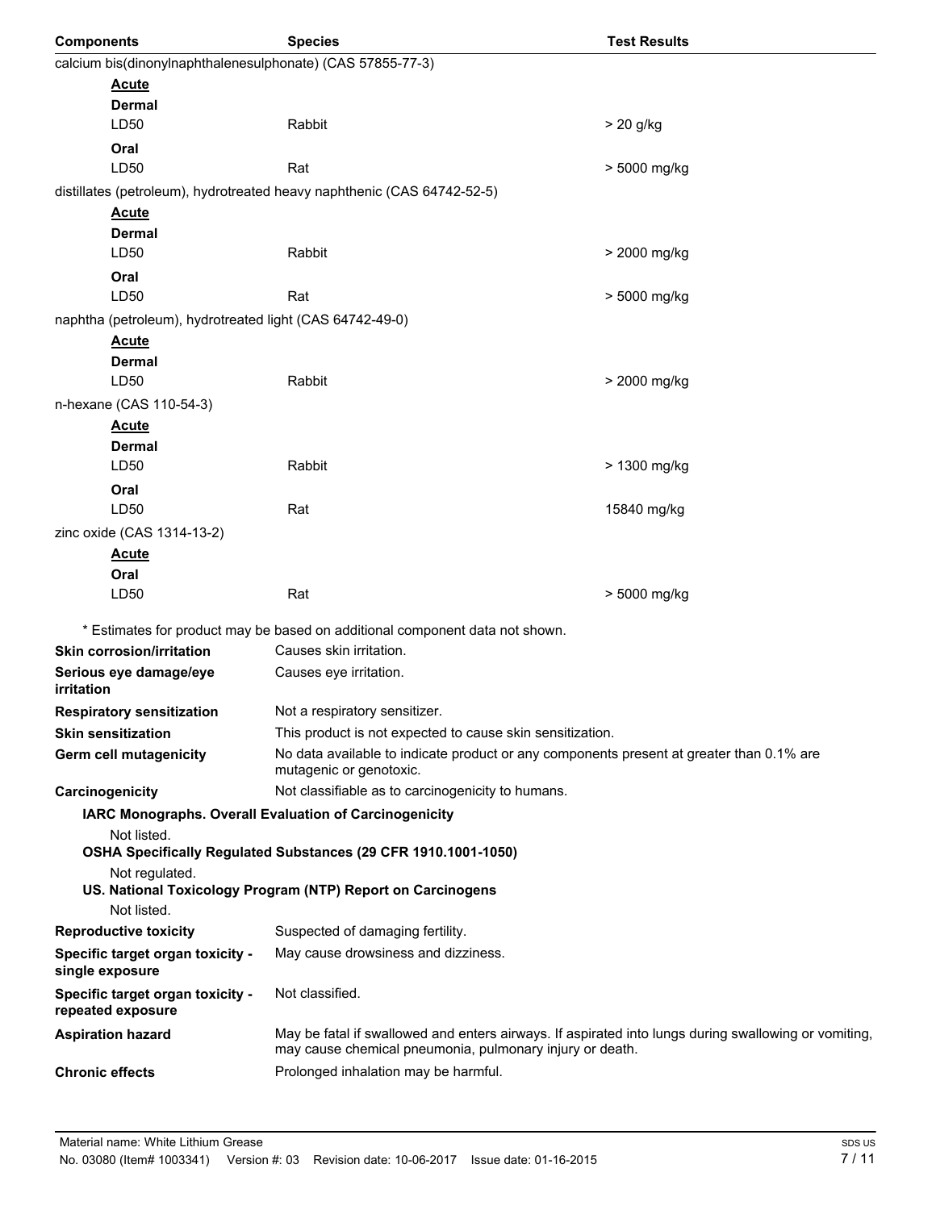| Components | Species | Test Results |
|---|---|---|
| calcium bis(dinonylnaphthalenesulphonate) (CAS 57855-77-3) | | |
| **Acute** | | |
| **Dermal** | | |
| LD50 | Rabbit | > 20 g/kg |
| **Oral** | | |
| LD50 | Rat | > 5000 mg/kg |
| distillates (petroleum), hydrotreated heavy naphthenic (CAS 64742-52-5) | | |
| **Acute** | | |
| **Dermal** | | |
| LD50 | Rabbit | > 2000 mg/kg |
| **Oral** | | |
| LD50 | Rat | > 5000 mg/kg |
| naphtha (petroleum), hydrotreated light (CAS 64742-49-0) | | |
| **Acute** | | |
| **Dermal** | | |
| LD50 | Rabbit | > 2000 mg/kg |
| n-hexane (CAS 110-54-3) | | |
| **Acute** | | |
| **Dermal** | | |
| LD50 | Rabbit | > 1300 mg/kg |
| **Oral** | | |
| LD50 | Rat | 15840 mg/kg |
| zinc oxide (CAS 1314-13-2) | | |
| **Acute** | | |
| **Oral** | | |
| LD50 | Rat | > 5000 mg/kg |

* Estimates for product may be based on additional component data not shown.

**Skin corrosion/irritation** Causes skin irritation.

**Serious eye damage/eye irritation** Causes eye irritation.

**Respiratory sensitization** Not a respiratory sensitizer.

**Skin sensitization** This product is not expected to cause skin sensitization.

**Germ cell mutagenicity** No data available to indicate product or any components present at greater than 0.1% are mutagenic or genotoxic.

**Carcinogenicity** Not classifiable as to carcinogenicity to humans.

**IARC Monographs. Overall Evaluation of Carcinogenicity**

Not listed.

**OSHA Specifically Regulated Substances (29 CFR 1910.1001-1050)**

Not regulated.

**US. National Toxicology Program (NTP) Report on Carcinogens**

Not listed.

**Reproductive toxicity** Suspected of damaging fertility.

**Specific target organ toxicity - single exposure** May cause drowsiness and dizziness.

**Specific target organ toxicity - repeated exposure** Not classified.

**Aspiration hazard** May be fatal if swallowed and enters airways. If aspirated into lungs during swallowing or vomiting, may cause chemical pneumonia, pulmonary injury or death.

**Chronic effects** Prolonged inhalation may be harmful.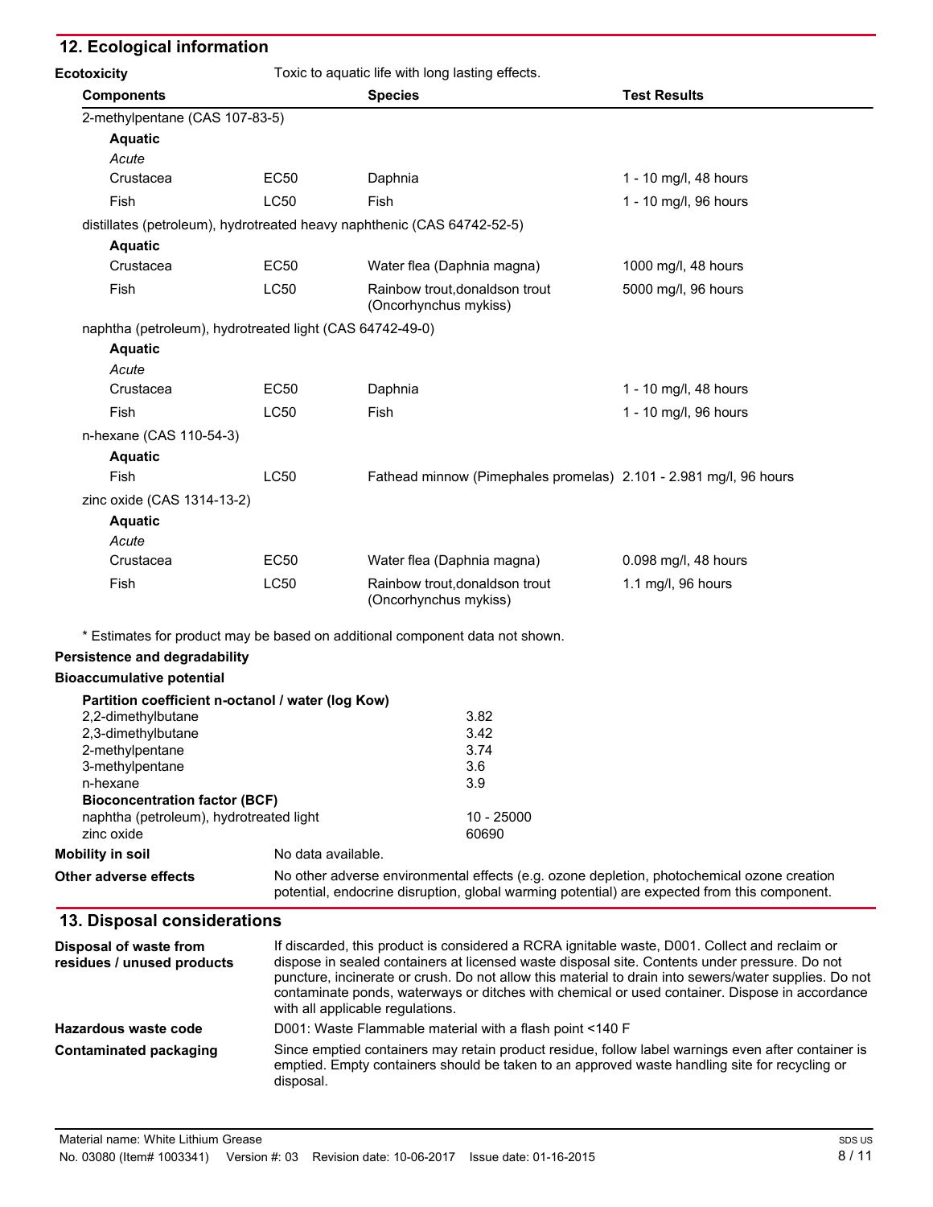## 12. Ecological information

**Ecotoxicity** Toxic to aquatic life with long lasting effects.

| Components | | Species | Test Results |
|---|---|---|---|
| 2-methylpentane (CAS 107-83-5) | | | |
| **Aquatic** | | | |
| *Acute* | | | |
| Crustacea | EC50 | Daphnia | 1 - 10 mg/l, 48 hours |
| Fish | LC50 | Fish | 1 - 10 mg/l, 96 hours |
| distillates (petroleum), hydrotreated heavy naphthenic (CAS 64742-52-5) | | | |
| **Aquatic** | | | |
| Crustacea | EC50 | Water flea (Daphnia magna) | 1000 mg/l, 48 hours |
| Fish | LC50 | Rainbow trout,donaldson trout (Oncorhynchus mykiss) | 5000 mg/l, 96 hours |
| naphtha (petroleum), hydrotreated light (CAS 64742-49-0) | | | |
| **Aquatic** | | | |
| *Acute* | | | |
| Crustacea | EC50 | Daphnia | 1 - 10 mg/l, 48 hours |
| Fish | LC50 | Fish | 1 - 10 mg/l, 96 hours |
| n-hexane (CAS 110-54-3) | | | |
| **Aquatic** | | | |
| Fish | LC50 | Fathead minnow (Pimephales promelas) | 2.101 - 2.981 mg/l, 96 hours |
| zinc oxide (CAS 1314-13-2) | | | |
| **Aquatic** | | | |
| *Acute* | | | |
| Crustacea | EC50 | Water flea (Daphnia magna) | 0.098 mg/l, 48 hours |
| Fish | LC50 | Rainbow trout,donaldson trout (Oncorhynchus mykiss) | 1.1 mg/l, 96 hours |

\* Estimates for product may be based on additional component data not shown.

**Persistence and degradability**

**Bioaccumulative potential**

**Partition coefficient n-octanol / water (log Kow)**

| | |
|---|---|
| 2,2-dimethylbutane | 3.82 |
| 2,3-dimethylbutane | 3.42 |
| 2-methylpentane | 3.74 |
| 3-methylpentane | 3.6 |
| n-hexane | 3.9 |

**Bioconcentration factor (BCF)**

| | |
|---|---|
| naphtha (petroleum), hydrotreated light | 10 - 25000 |
| zinc oxide | 60690 |

**Mobility in soil** No data available.

**Other adverse effects** No other adverse environmental effects (e.g. ozone depletion, photochemical ozone creation potential, endocrine disruption, global warming potential) are expected from this component.

## 13. Disposal considerations

**Disposal of waste from residues / unused products** If discarded, this product is considered a RCRA ignitable waste, D001. Collect and reclaim or dispose in sealed containers at licensed waste disposal site. Contents under pressure. Do not puncture, incinerate or crush. Do not allow this material to drain into sewers/water supplies. Do not contaminate ponds, waterways or ditches with chemical or used container. Dispose in accordance with all applicable regulations.

**Hazardous waste code** D001: Waste Flammable material with a flash point <140 F

**Contaminated packaging** Since emptied containers may retain product residue, follow label warnings even after container is emptied. Empty containers should be taken to an approved waste handling site for recycling or disposal.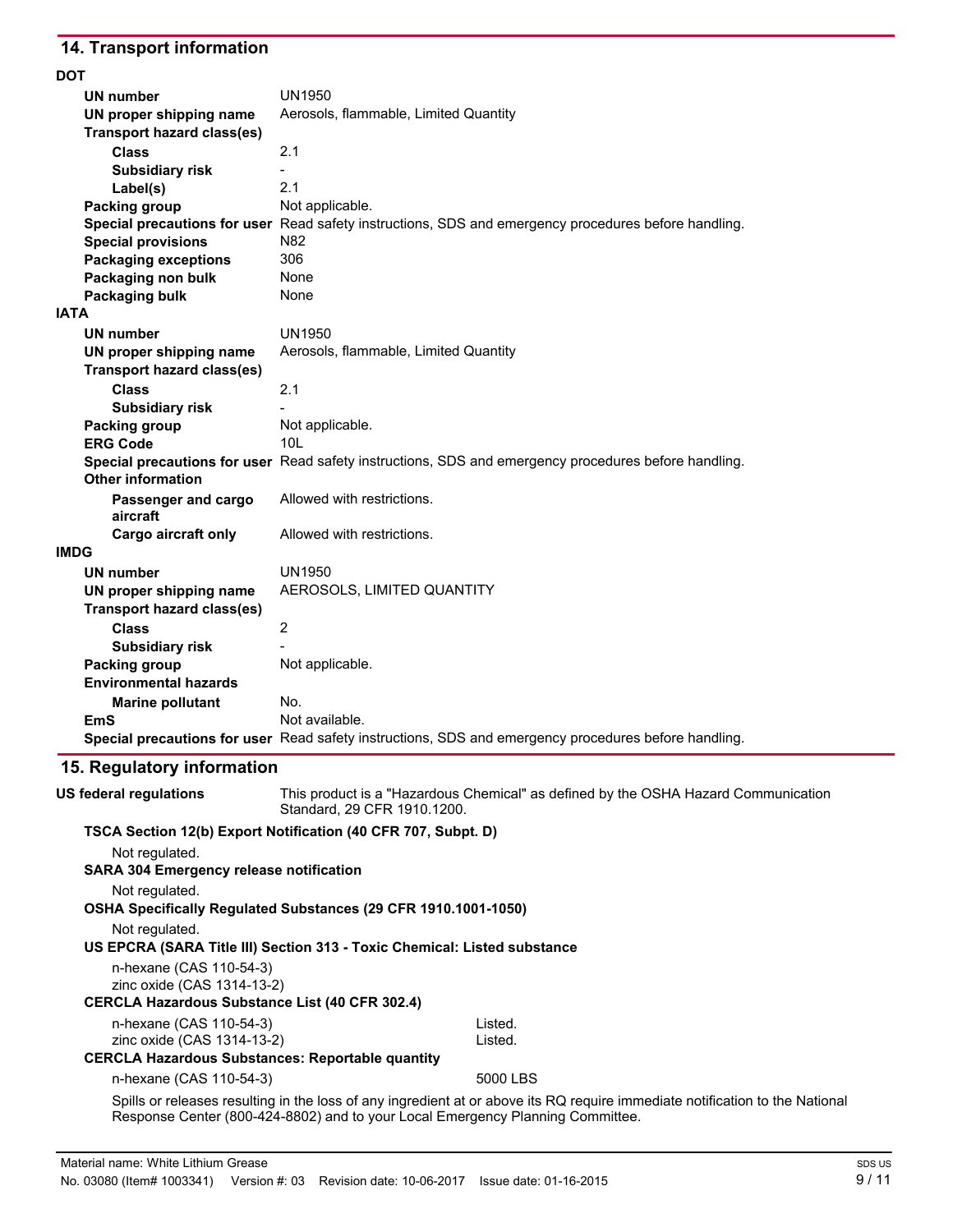## 14. Transport information

**DOT**

| | |
|---|---|
| **UN number** | UN1950 |
| **UN proper shipping name** | Aerosols, flammable, Limited Quantity |
| **Transport hazard class(es)** | |
| **Class** | 2.1 |
| **Subsidiary risk** | - |
| **Label(s)** | 2.1 |
| **Packing group** | Not applicable. |
| **Special precautions for user** | Read safety instructions, SDS and emergency procedures before handling. |
| **Special provisions** | N82 |
| **Packaging exceptions** | 306 |
| **Packaging non bulk** | None |
| **Packaging bulk** | None |

**IATA**

| | |
|---|---|
| **UN number** | UN1950 |
| **UN proper shipping name** | Aerosols, flammable, Limited Quantity |
| **Transport hazard class(es)** | |
| **Class** | 2.1 |
| **Subsidiary risk** | - |
| **Packing group** | Not applicable. |
| **ERG Code** | 10L |
| **Special precautions for user** | Read safety instructions, SDS and emergency procedures before handling. |
| **Other information** | |
| **Passenger and cargo aircraft** | Allowed with restrictions. |
| **Cargo aircraft only** | Allowed with restrictions. |

**IMDG**

| | |
|---|---|
| **UN number** | UN1950 |
| **UN proper shipping name** | AEROSOLS, LIMITED QUANTITY |
| **Transport hazard class(es)** | |
| **Class** | 2 |
| **Subsidiary risk** | - |
| **Packing group** | Not applicable. |
| **Environmental hazards** | |
| **Marine pollutant** | No. |
| **EmS** | Not available. |
| **Special precautions for user** | Read safety instructions, SDS and emergency procedures before handling. |

## 15. Regulatory information

**US federal regulations** This product is a "Hazardous Chemical" as defined by the OSHA Hazard Communication Standard, 29 CFR 1910.1200.

**TSCA Section 12(b) Export Notification (40 CFR 707, Subpt. D)**

Not regulated.

**SARA 304 Emergency release notification**

Not regulated.

**OSHA Specifically Regulated Substances (29 CFR 1910.1001-1050)**

Not regulated.

**US EPCRA (SARA Title III) Section 313 - Toxic Chemical: Listed substance**

n-hexane (CAS 110-54-3)
zinc oxide (CAS 1314-13-2)

**CERCLA Hazardous Substance List (40 CFR 302.4)**

| | |
|---|---|
| n-hexane (CAS 110-54-3) | Listed. |
| zinc oxide (CAS 1314-13-2) | Listed. |

**CERCLA Hazardous Substances: Reportable quantity**

| | |
|---|---|
| n-hexane (CAS 110-54-3) | 5000 LBS |

Spills or releases resulting in the loss of any ingredient at or above its RQ require immediate notification to the National Response Center (800-424-8802) and to your Local Emergency Planning Committee.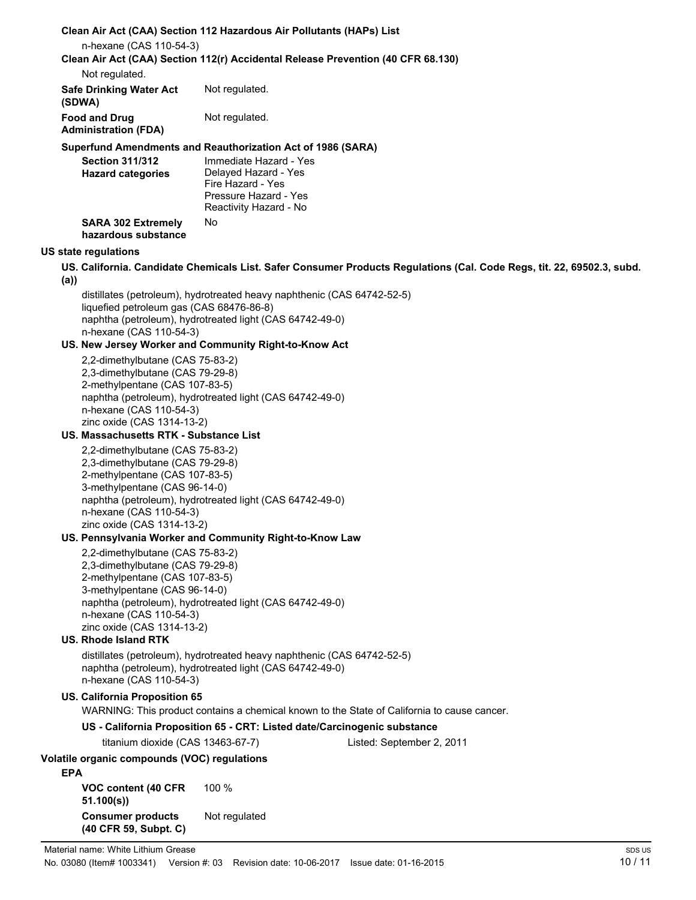### Clean Air Act (CAA) Section 112 Hazardous Air Pollutants (HAPs) List

n-hexane (CAS 110-54-3)

### Clean Air Act (CAA) Section 112(r) Accidental Release Prevention (40 CFR 68.130)

Not regulated.

**Safe Drinking Water Act (SDWA)** Not regulated.

**Food and Drug Administration (FDA)** Not regulated.

### Superfund Amendments and Reauthorization Act of 1986 (SARA)

**Section 311/312 Hazard categories**
Immediate Hazard - Yes
Delayed Hazard - Yes
Fire Hazard - Yes
Pressure Hazard - Yes
Reactivity Hazard - No

**SARA 302 Extremely hazardous substance** No

## US state regulations

### US. California. Candidate Chemicals List. Safer Consumer Products Regulations (Cal. Code Regs, tit. 22, 69502.3, subd. (a))

distillates (petroleum), hydrotreated heavy naphthenic (CAS 64742-52-5)
liquefied petroleum gas (CAS 68476-86-8)
naphtha (petroleum), hydrotreated light (CAS 64742-49-0)
n-hexane (CAS 110-54-3)

### US. New Jersey Worker and Community Right-to-Know Act

2,2-dimethylbutane (CAS 75-83-2)
2,3-dimethylbutane (CAS 79-29-8)
2-methylpentane (CAS 107-83-5)
naphtha (petroleum), hydrotreated light (CAS 64742-49-0)
n-hexane (CAS 110-54-3)
zinc oxide (CAS 1314-13-2)

### US. Massachusetts RTK - Substance List

2,2-dimethylbutane (CAS 75-83-2)
2,3-dimethylbutane (CAS 79-29-8)
2-methylpentane (CAS 107-83-5)
3-methylpentane (CAS 96-14-0)
naphtha (petroleum), hydrotreated light (CAS 64742-49-0)
n-hexane (CAS 110-54-3)
zinc oxide (CAS 1314-13-2)

### US. Pennsylvania Worker and Community Right-to-Know Law

2,2-dimethylbutane (CAS 75-83-2)
2,3-dimethylbutane (CAS 79-29-8)
2-methylpentane (CAS 107-83-5)
3-methylpentane (CAS 96-14-0)
naphtha (petroleum), hydrotreated light (CAS 64742-49-0)
n-hexane (CAS 110-54-3)
zinc oxide (CAS 1314-13-2)

### US. Rhode Island RTK

distillates (petroleum), hydrotreated heavy naphthenic (CAS 64742-52-5)
naphtha (petroleum), hydrotreated light (CAS 64742-49-0)
n-hexane (CAS 110-54-3)

### US. California Proposition 65

WARNING: This product contains a chemical known to the State of California to cause cancer.

#### US - California Proposition 65 - CRT: Listed date/Carcinogenic substance

titanium dioxide (CAS 13463-67-7) Listed: September 2, 2011

## Volatile organic compounds (VOC) regulations

### EPA

**VOC content (40 CFR 51.100(s))** 100 %

**Consumer products (40 CFR 59, Subpt. C)** Not regulated

Material name: White Lithium Grease
No. 03080 (Item# 1003341) Version #: 03 Revision date: 10-06-2017 Issue date: 01-16-2015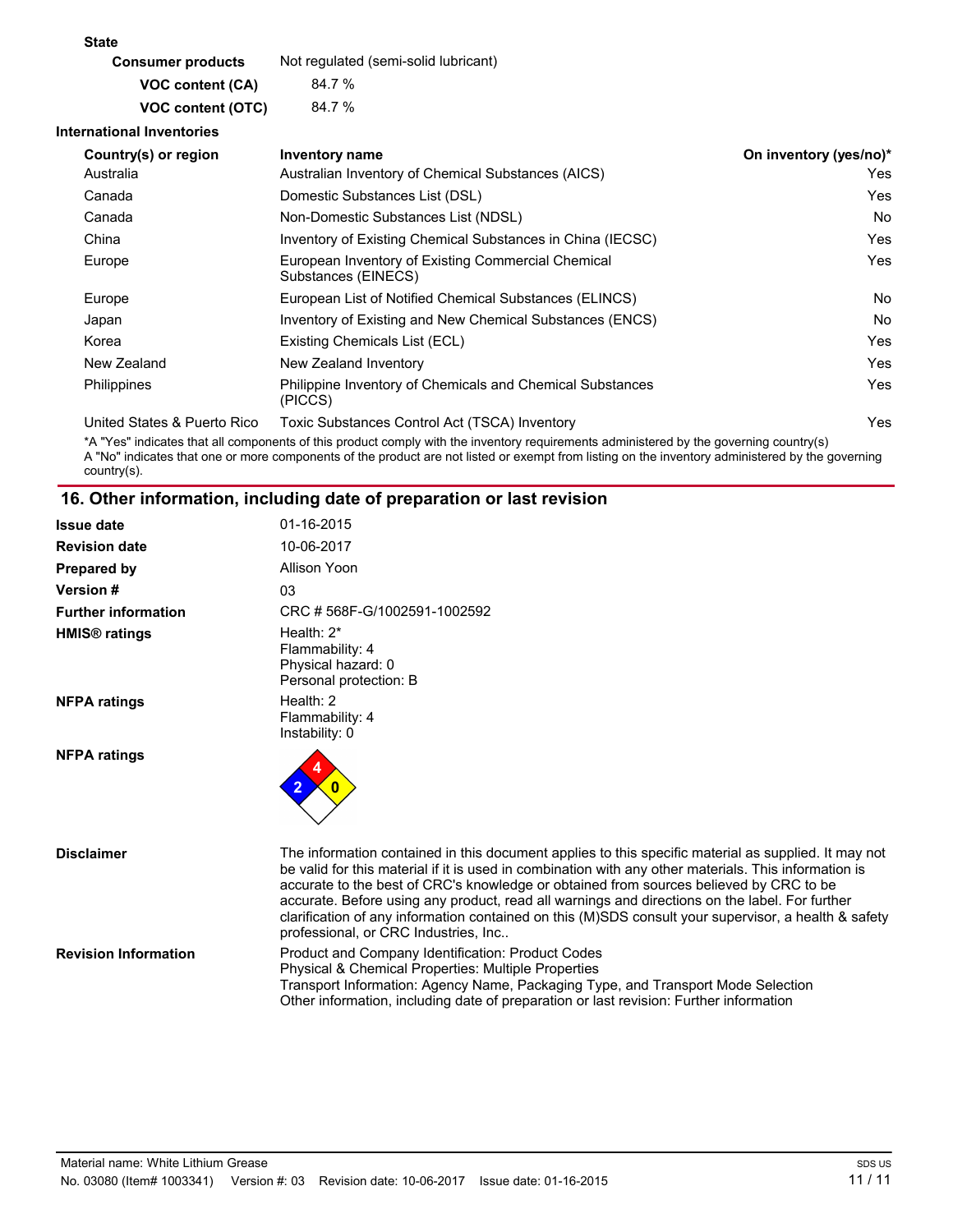**State**

**Consumer products** Not regulated (semi-solid lubricant)

**VOC content (CA)** 84.7 %

**VOC content (OTC)** 84.7 %

**International Inventories**

| Country(s) or region | Inventory name | On inventory (yes/no)* |
|---|---|---|
| Australia | Australian Inventory of Chemical Substances (AICS) | Yes |
| Canada | Domestic Substances List (DSL) | Yes |
| Canada | Non-Domestic Substances List (NDSL) | No |
| China | Inventory of Existing Chemical Substances in China (IECSC) | Yes |
| Europe | European Inventory of Existing Commercial Chemical Substances (EINECS) | Yes |
| Europe | European List of Notified Chemical Substances (ELINCS) | No |
| Japan | Inventory of Existing and New Chemical Substances (ENCS) | No |
| Korea | Existing Chemicals List (ECL) | Yes |
| New Zealand | New Zealand Inventory | Yes |
| Philippines | Philippine Inventory of Chemicals and Chemical Substances (PICCS) | Yes |
| United States & Puerto Rico | Toxic Substances Control Act (TSCA) Inventory | Yes |

*A "Yes" indicates that all components of this product comply with the inventory requirements administered by the governing country(s)
A "No" indicates that one or more components of the product are not listed or exempt from listing on the inventory administered by the governing country(s).

## 16. Other information, including date of preparation or last revision

**Issue date** 01-16-2015

**Revision date** 10-06-2017

**Prepared by** Allison Yoon

**Version #** 03

**Further information** CRC # 568F-G/1002591-1002592

**HMIS® ratings**
Health: 2*
Flammability: 4
Physical hazard: 0
Personal protection: B

**NFPA ratings**
Health: 2
Flammability: 4
Instability: 0

**NFPA ratings**

4
2 0

**Disclaimer** The information contained in this document applies to this specific material as supplied. It may not be valid for this material if it is used in combination with any other materials. This information is accurate to the best of CRC's knowledge or obtained from sources believed by CRC to be accurate. Before using any product, read all warnings and directions on the label. For further clarification of any information contained on this (M)SDS consult your supervisor, a health & safety professional, or CRC Industries, Inc..

**Revision Information**
Product and Company Identification: Product Codes
Physical & Chemical Properties: Multiple Properties
Transport Information: Agency Name, Packaging Type, and Transport Mode Selection
Other information, including date of preparation or last revision: Further information